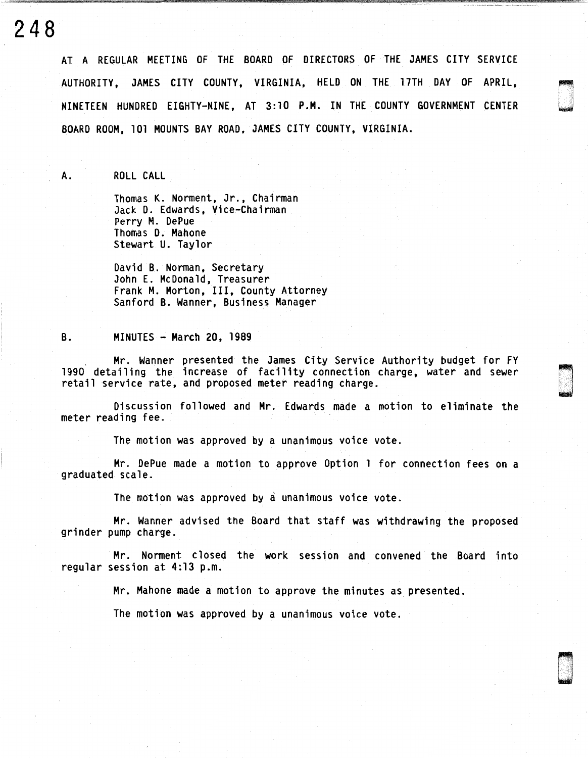AT A REGULAR MEETING OF THE BOARD OF DIRECTORS OF THE JAMES CITY SERVICE AUTHORITY, JAMES CITY COUNTY, VIRGINIA, HELD ON THE 17TH DAY OF APRIL, NINETEEN HUNDRED EIGHTY-NINE, AT 3:10 P.M. IN THE COUNTY GOVERNMENT CENTER BOARD ROOM, 101 MOUNTS BAY ROAD, JAMES CITY COUNTY, VIRGINIA.

A. ROLL CALL

Thomas K. Norment, Jr., Chairman
Jack D. Edwards, Vice-Chairman
Perry M. DePue
Thomas D. Mahone
Stewart U. Taylor

David B. Norman, Secretary
John E. McDonald, Treasurer
Frank M. Morton, III, County Attorney
Sanford B. Wanner, Business Manager

B. MINUTES - March 20, 1989

Mr. Wanner presented the James City Service Authority budget for FY 1990 detailing the increase of facility connection charge, water and sewer retail service rate, and proposed meter reading charge.

Discussion followed and Mr. Edwards made a motion to eliminate the meter reading fee.

The motion was approved by a unanimous voice vote.

Mr. DePue made a motion to approve Option 1 for connection fees on a graduated scale.

The motion was approved by a unanimous voice vote.

Mr. Wanner advised the Board that staff was withdrawing the proposed grinder pump charge.

Mr. Norment closed the work session and convened the Board into regular session at 4:13 p.m.

Mr. Mahone made a motion to approve the minutes as presented.

The motion was approved by a unanimous voice vote.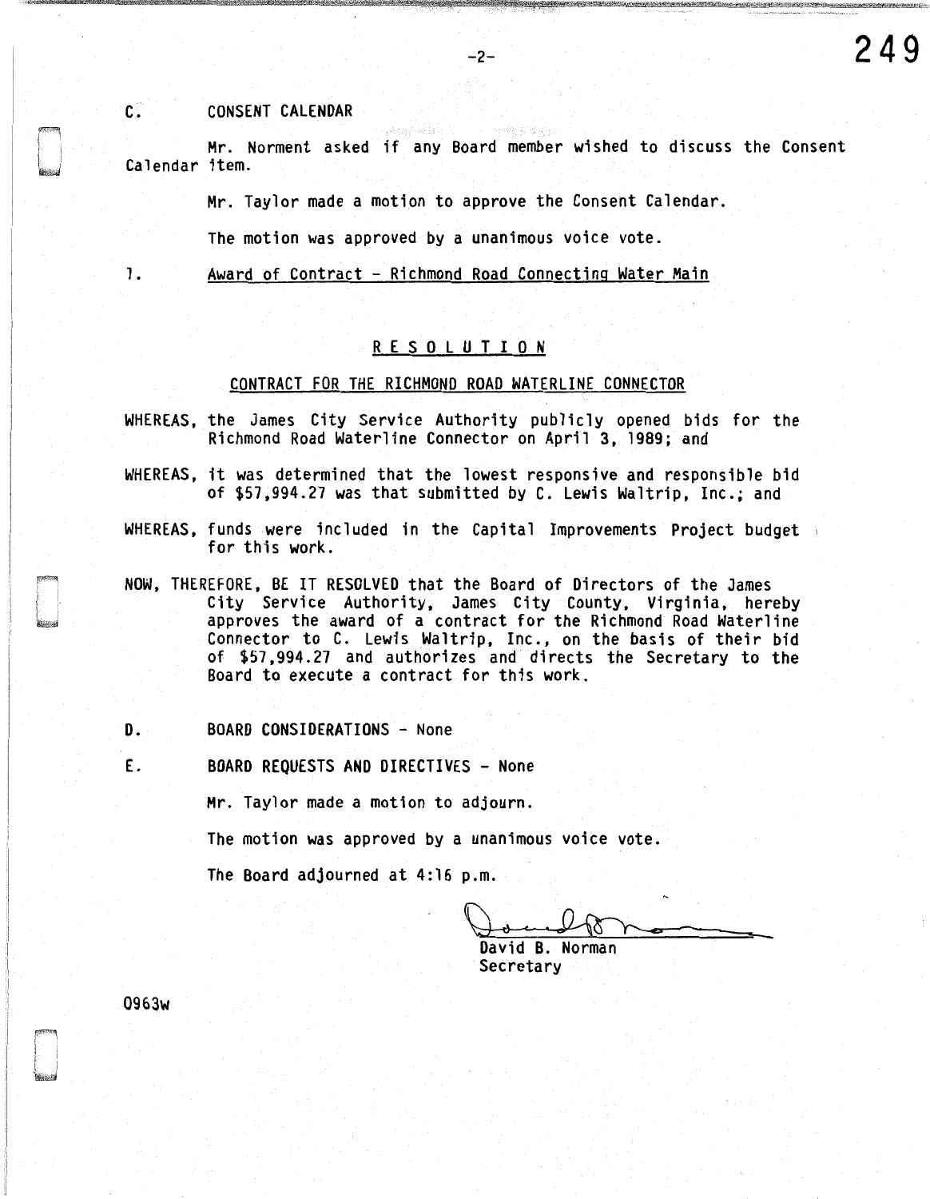C. CONSENT CALENDAR

Mr. Norment asked if any Board member wished to discuss the Consent Calendar item.

Mr. Taylor made a motion to approve the Consent Calendar.

The motion was approved by a unanimous voice vote.

1. Award of Contract - Richmond Road Connecting Water Main

## R E S O L U T I O N

### CONTRACT FOR THE RICHMOND ROAD WATERLINE CONNECTOR

WHEREAS, the James City Service Authority publicly opened bids for the Richmond Road Waterline Connector on April 3, 1989; and

WHEREAS, it was determined that the lowest responsive and responsible bid of $57,994.27 was that submitted by C. Lewis Waltrip, Inc.; and

WHEREAS, funds were included in the Capital Improvements Project budget for this work.

NOW, THEREFORE, BE IT RESOLVED that the Board of Directors of the James City Service Authority, James City County, Virginia, hereby approves the award of a contract for the Richmond Road Waterline Connector to C. Lewis Waltrip, Inc., on the basis of their bid of $57,994.27 and authorizes and directs the Secretary to the Board to execute a contract for this work.

D. BOARD CONSIDERATIONS - None

E. BOARD REQUESTS AND DIRECTIVES - None

Mr. Taylor made a motion to adjourn.

The motion was approved by a unanimous voice vote.

The Board adjourned at 4:16 p.m.

David B. Norman
Secretary

0963w